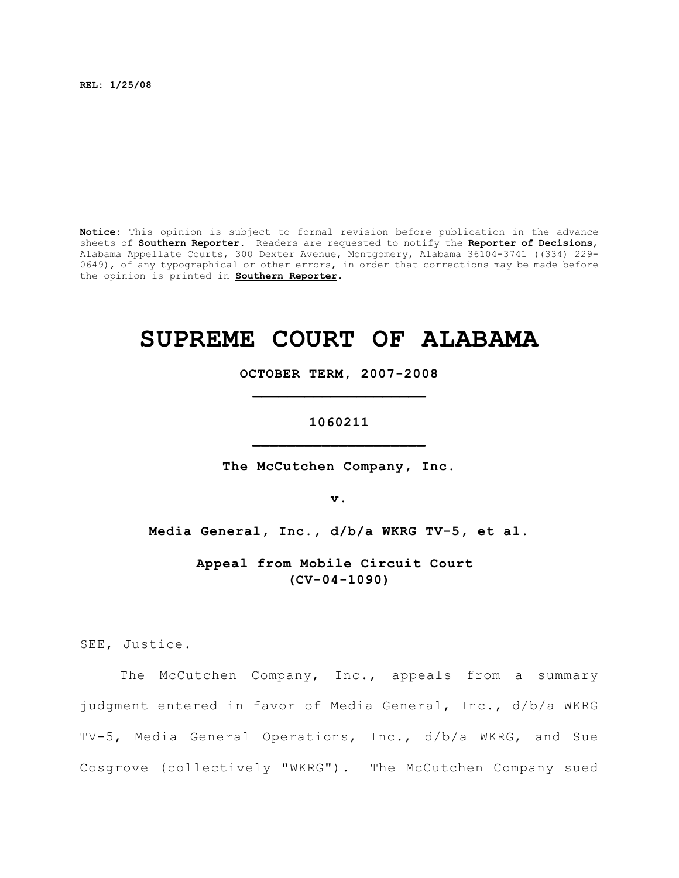REL: 1/25/08

**Notice:** This opinion is subject to formal revision before publication in the advance sheets of **Southern Reporter**. Readers are requested to notify the **Reporter of Decisions**, Alabama Appellate Courts, 300 Dexter Avenue, Montgomery, Alabama 36104-3741 ((334) 229-0649), of any typographical or other errors, in order that corrections may be made before the opinion is printed in **Southern Reporter**.

# SUPREME COURT OF ALABAMA

**OCTOBER TERM, 2007-2008**

---

**1060211**

---

**The McCutchen Company, Inc.**

**v.**

**Media General, Inc., d/b/a WKRG TV-5, et al.**

**Appeal from Mobile Circuit Court (CV-04-1090)**

SEE, Justice.

The McCutchen Company, Inc., appeals from a summary judgment entered in favor of Media General, Inc., d/b/a WKRG TV-5, Media General Operations, Inc., d/b/a WKRG, and Sue Cosgrove (collectively "WKRG"). The McCutchen Company sued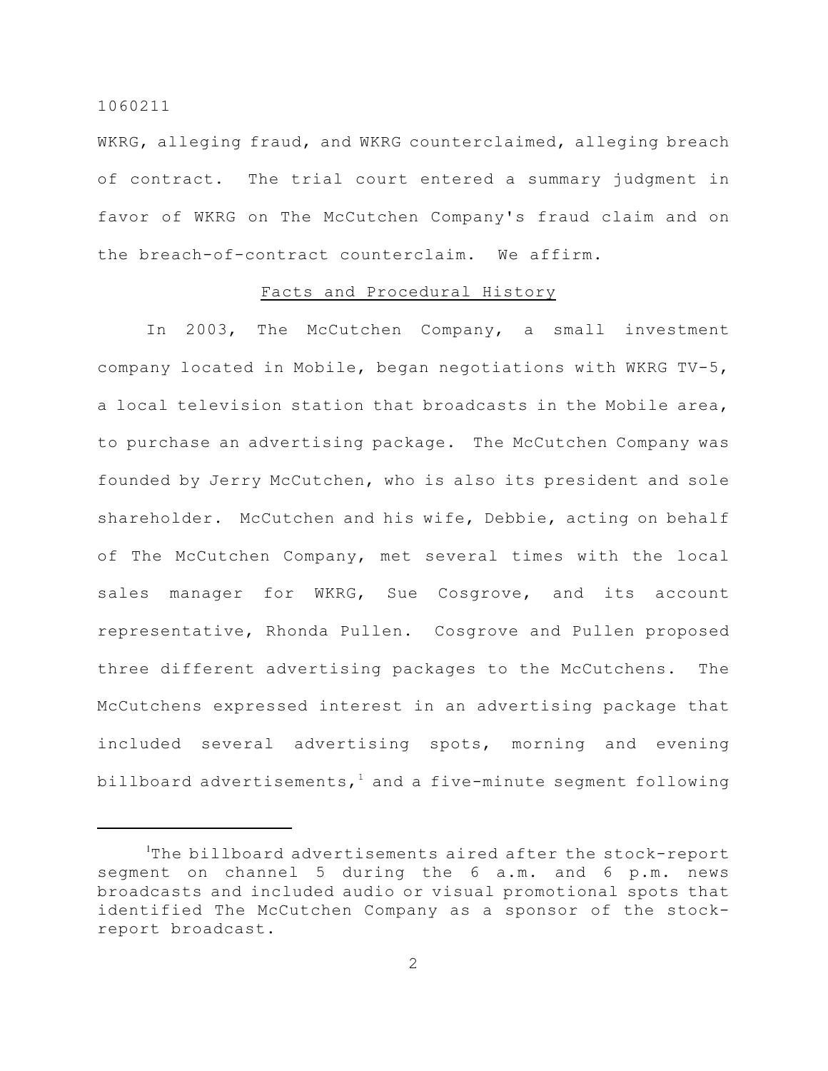WKRG, alleging fraud, and WKRG counterclaimed, alleging breach of contract. The trial court entered a summary judgment in favor of WKRG on The McCutchen Company's fraud claim and on the breach-of-contract counterclaim. We affirm.

## Facts and Procedural History

In 2003, The McCutchen Company, a small investment company located in Mobile, began negotiations with WKRG TV-5, a local television station that broadcasts in the Mobile area, to purchase an advertising package. The McCutchen Company was founded by Jerry McCutchen, who is also its president and sole shareholder. McCutchen and his wife, Debbie, acting on behalf of The McCutchen Company, met several times with the local sales manager for WKRG, Sue Cosgrove, and its account representative, Rhonda Pullen. Cosgrove and Pullen proposed three different advertising packages to the McCutchens. The McCutchens expressed interest in an advertising package that included several advertising spots, morning and evening billboard advertisements,[1] and a five-minute segment following

[1]The billboard advertisements aired after the stock-report segment on channel 5 during the 6 a.m. and 6 p.m. news broadcasts and included audio or visual promotional spots that identified The McCutchen Company as a sponsor of the stock-report broadcast.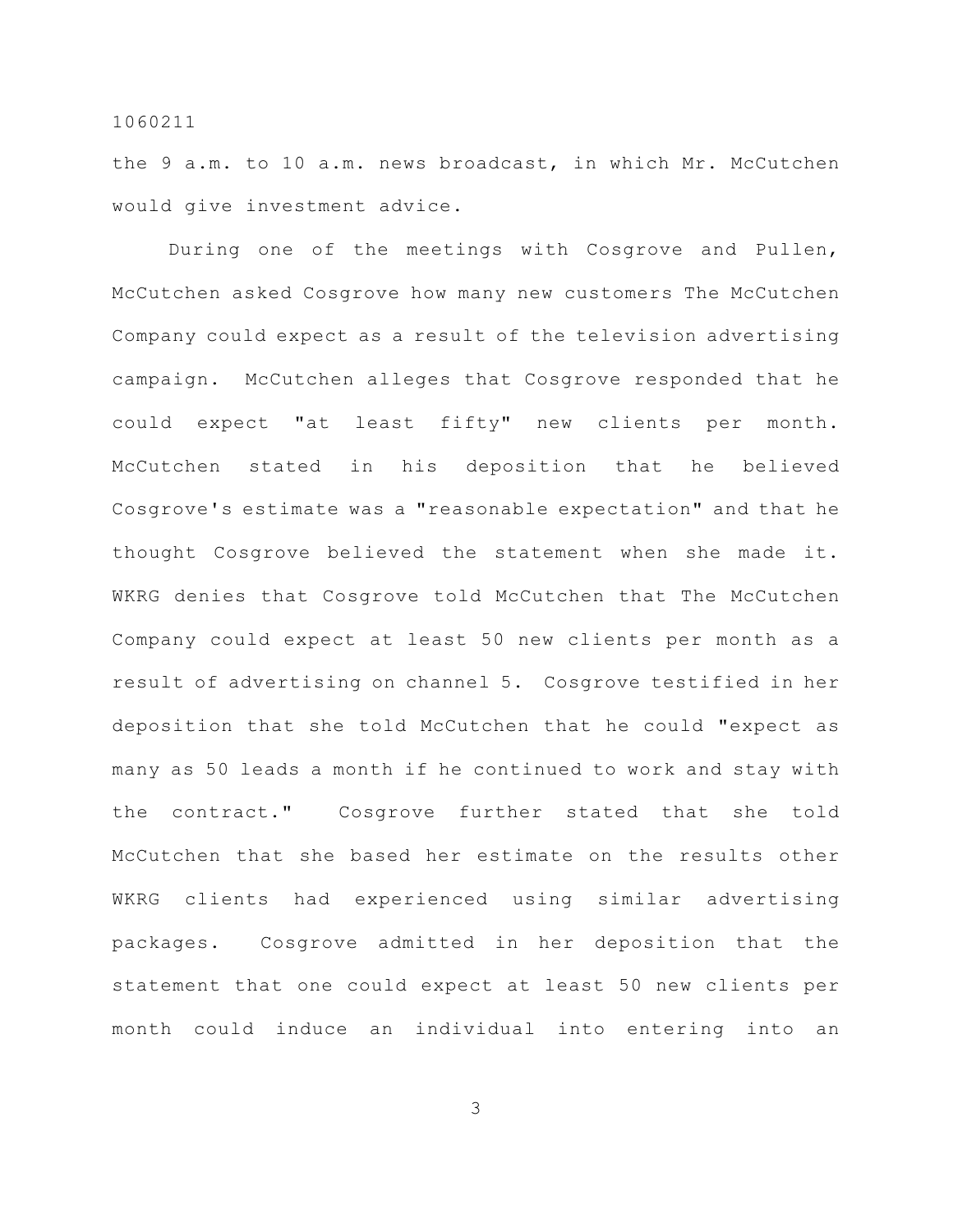the 9 a.m. to 10 a.m. news broadcast, in which Mr. McCutchen would give investment advice.

During one of the meetings with Cosgrove and Pullen, McCutchen asked Cosgrove how many new customers The McCutchen Company could expect as a result of the television advertising campaign. McCutchen alleges that Cosgrove responded that he could expect "at least fifty" new clients per month. McCutchen stated in his deposition that he believed Cosgrove's estimate was a "reasonable expectation" and that he thought Cosgrove believed the statement when she made it. WKRG denies that Cosgrove told McCutchen that The McCutchen Company could expect at least 50 new clients per month as a result of advertising on channel 5. Cosgrove testified in her deposition that she told McCutchen that he could "expect as many as 50 leads a month if he continued to work and stay with the contract." Cosgrove further stated that she told McCutchen that she based her estimate on the results other WKRG clients had experienced using similar advertising packages. Cosgrove admitted in her deposition that the statement that one could expect at least 50 new clients per month could induce an individual into entering into an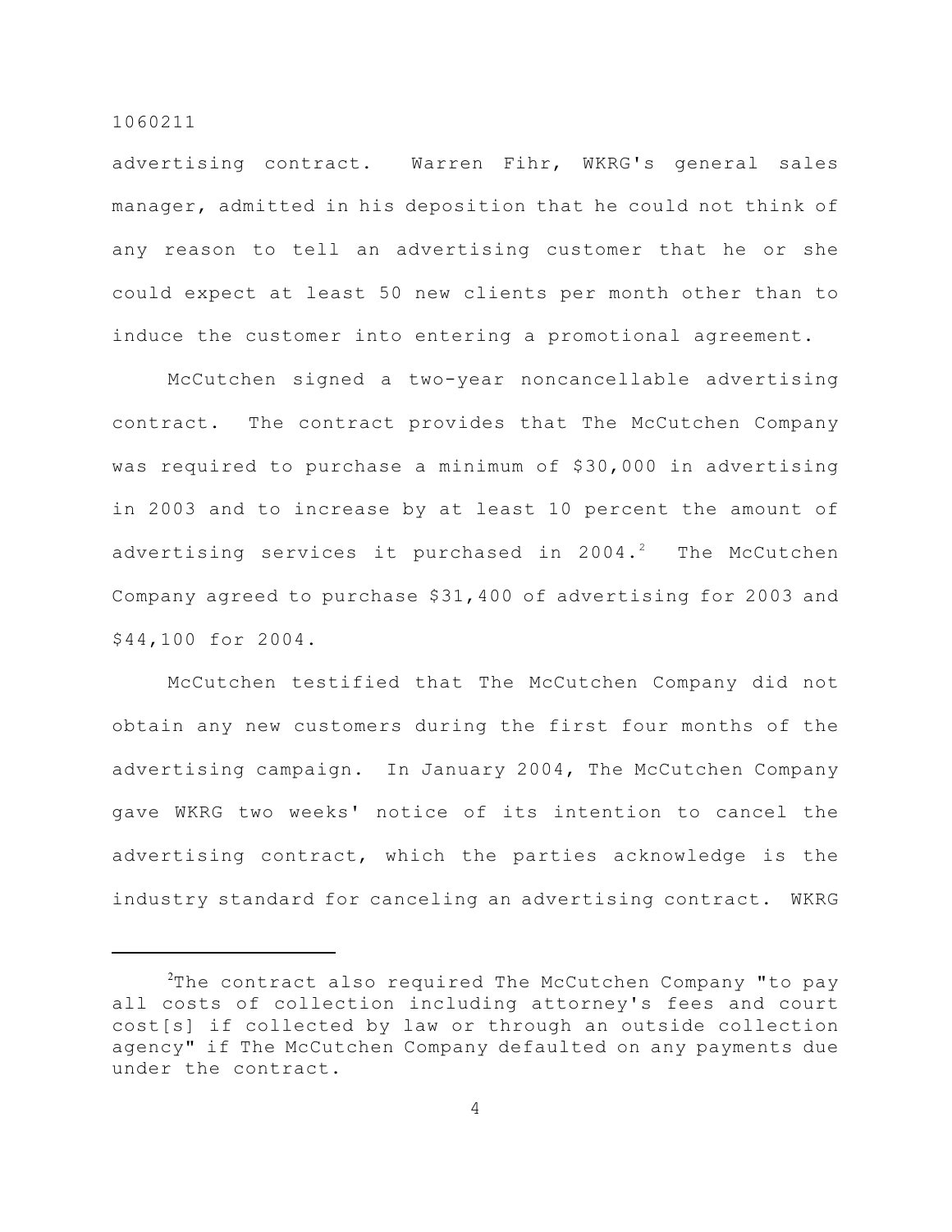advertising contract. Warren Fihr, WKRG's general sales manager, admitted in his deposition that he could not think of any reason to tell an advertising customer that he or she could expect at least 50 new clients per month other than to induce the customer into entering a promotional agreement.

McCutchen signed a two-year noncancellable advertising contract. The contract provides that The McCutchen Company was required to purchase a minimum of $30,000 in advertising in 2003 and to increase by at least 10 percent the amount of advertising services it purchased in 2004.[2] The McCutchen Company agreed to purchase $31,400 of advertising for 2003 and $44,100 for 2004.

McCutchen testified that The McCutchen Company did not obtain any new customers during the first four months of the advertising campaign. In January 2004, The McCutchen Company gave WKRG two weeks' notice of its intention to cancel the advertising contract, which the parties acknowledge is the industry standard for canceling an advertising contract. WKRG

---

[2]The contract also required The McCutchen Company "to pay all costs of collection including attorney's fees and court cost[s] if collected by law or through an outside collection agency" if The McCutchen Company defaulted on any payments due under the contract.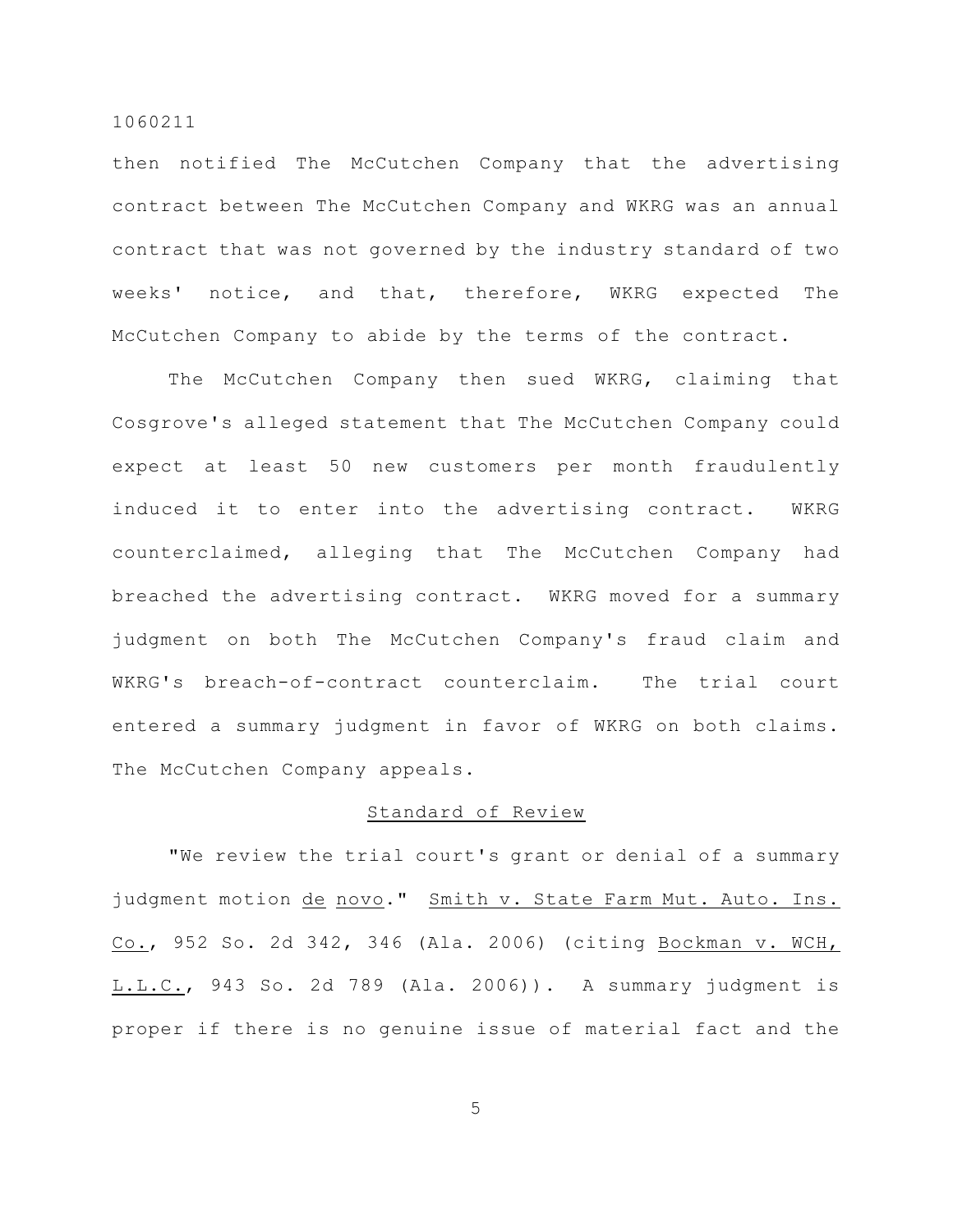then notified The McCutchen Company that the advertising contract between The McCutchen Company and WKRG was an annual contract that was not governed by the industry standard of two weeks' notice, and that, therefore, WKRG expected The McCutchen Company to abide by the terms of the contract.

The McCutchen Company then sued WKRG, claiming that Cosgrove's alleged statement that The McCutchen Company could expect at least 50 new customers per month fraudulently induced it to enter into the advertising contract. WKRG counterclaimed, alleging that The McCutchen Company had breached the advertising contract. WKRG moved for a summary judgment on both The McCutchen Company's fraud claim and WKRG's breach-of-contract counterclaim. The trial court entered a summary judgment in favor of WKRG on both claims. The McCutchen Company appeals.

## Standard of Review

"We review the trial court's grant or denial of a summary judgment motion *de novo*." Smith v. State Farm Mut. Auto. Ins. Co., 952 So. 2d 342, 346 (Ala. 2006) (citing Bockman v. WCH, L.L.C., 943 So. 2d 789 (Ala. 2006)). A summary judgment is proper if there is no genuine issue of material fact and the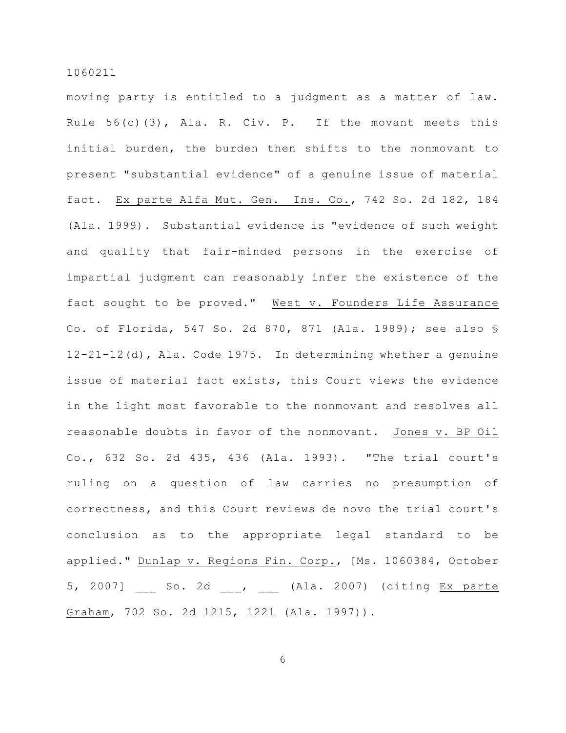moving party is entitled to a judgment as a matter of law. Rule 56(c)(3), Ala. R. Civ. P. If the movant meets this initial burden, the burden then shifts to the nonmovant to present "substantial evidence" of a genuine issue of material fact. Ex parte Alfa Mut. Gen. Ins. Co., 742 So. 2d 182, 184 (Ala. 1999). Substantial evidence is "evidence of such weight and quality that fair-minded persons in the exercise of impartial judgment can reasonably infer the existence of the fact sought to be proved." West v. Founders Life Assurance Co. of Florida, 547 So. 2d 870, 871 (Ala. 1989); see also § 12-21-12(d), Ala. Code 1975. In determining whether a genuine issue of material fact exists, this Court views the evidence in the light most favorable to the nonmovant and resolves all reasonable doubts in favor of the nonmovant. Jones v. BP Oil Co., 632 So. 2d 435, 436 (Ala. 1993). "The trial court's ruling on a question of law carries no presumption of correctness, and this Court reviews de novo the trial court's conclusion as to the appropriate legal standard to be applied." Dunlap v. Regions Fin. Corp., [Ms. 1060384, October 5, 2007] ___ So. 2d ___, ___ (Ala. 2007) (citing Ex parte Graham, 702 So. 2d 1215, 1221 (Ala. 1997)).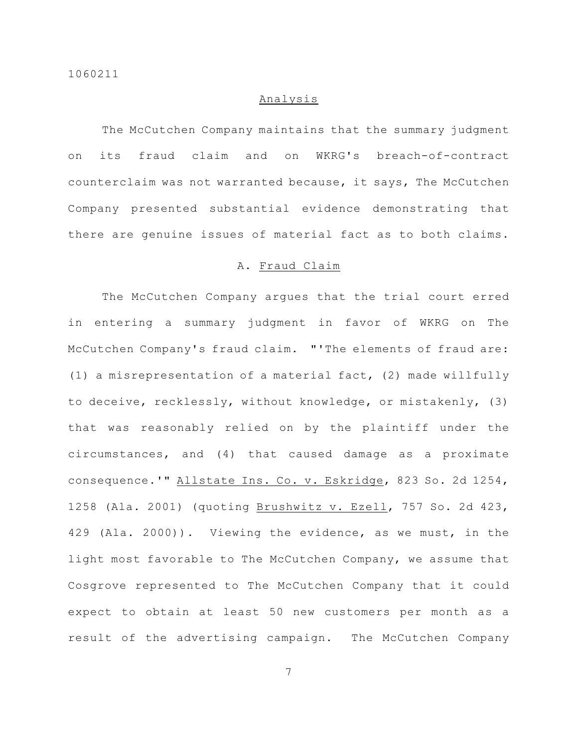## Analysis

The McCutchen Company maintains that the summary judgment on its fraud claim and on WKRG's breach-of-contract counterclaim was not warranted because, it says, The McCutchen Company presented substantial evidence demonstrating that there are genuine issues of material fact as to both claims.

### A. Fraud Claim

The McCutchen Company argues that the trial court erred in entering a summary judgment in favor of WKRG on The McCutchen Company's fraud claim. "'The elements of fraud are: (1) a misrepresentation of a material fact, (2) made willfully to deceive, recklessly, without knowledge, or mistakenly, (3) that was reasonably relied on by the plaintiff under the circumstances, and (4) that caused damage as a proximate consequence.'" Allstate Ins. Co. v. Eskridge, 823 So. 2d 1254, 1258 (Ala. 2001) (quoting Brushwitz v. Ezell, 757 So. 2d 423, 429 (Ala. 2000)). Viewing the evidence, as we must, in the light most favorable to The McCutchen Company, we assume that Cosgrove represented to The McCutchen Company that it could expect to obtain at least 50 new customers per month as a result of the advertising campaign. The McCutchen Company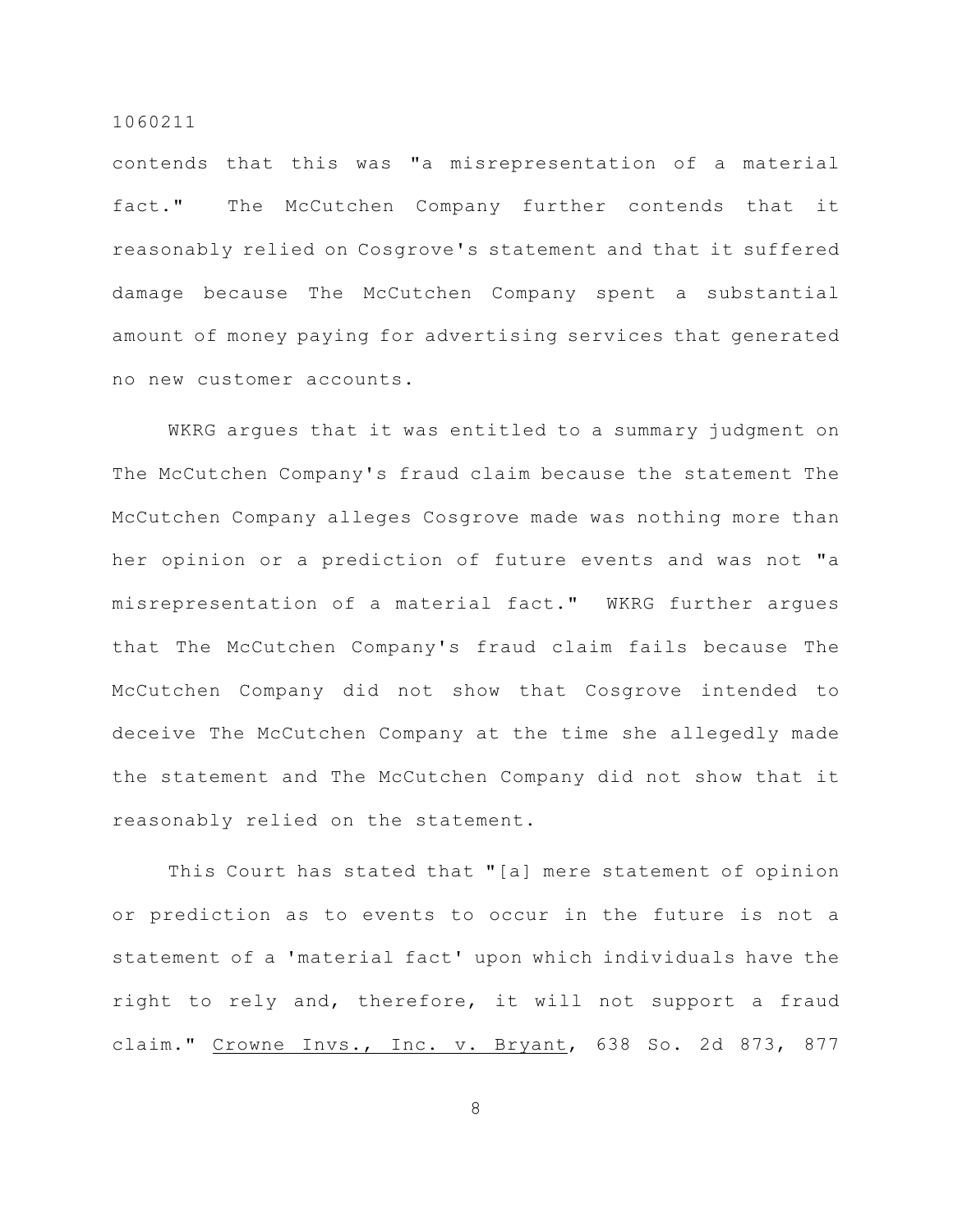contends that this was "a misrepresentation of a material fact." The McCutchen Company further contends that it reasonably relied on Cosgrove's statement and that it suffered damage because The McCutchen Company spent a substantial amount of money paying for advertising services that generated no new customer accounts.

WKRG argues that it was entitled to a summary judgment on The McCutchen Company's fraud claim because the statement The McCutchen Company alleges Cosgrove made was nothing more than her opinion or a prediction of future events and was not "a misrepresentation of a material fact." WKRG further argues that The McCutchen Company's fraud claim fails because The McCutchen Company did not show that Cosgrove intended to deceive The McCutchen Company at the time she allegedly made the statement and The McCutchen Company did not show that it reasonably relied on the statement.

This Court has stated that "[a] mere statement of opinion or prediction as to events to occur in the future is not a statement of a 'material fact' upon which individuals have the right to rely and, therefore, it will not support a fraud claim." Crowne Invs., Inc. v. Bryant, 638 So. 2d 873, 877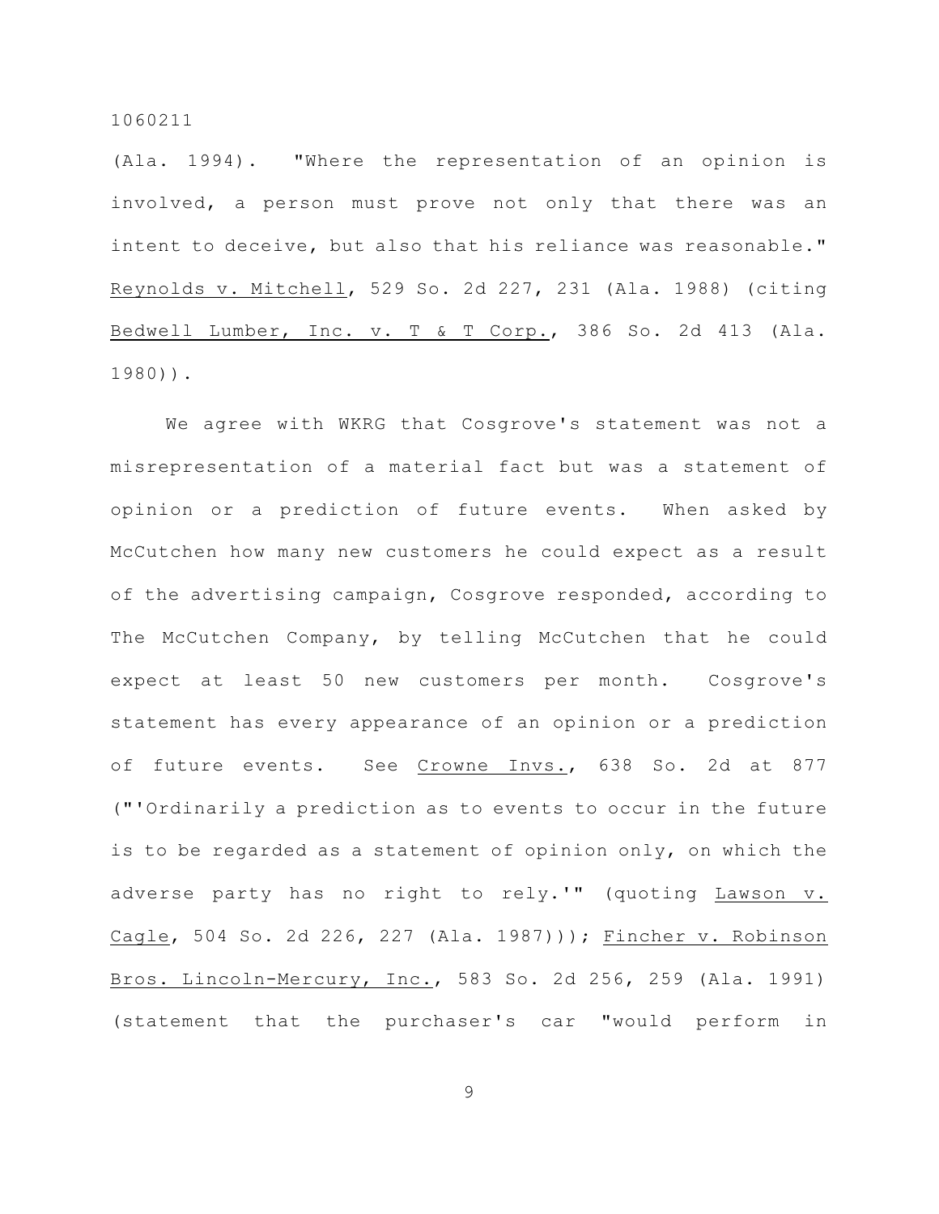(Ala. 1994). "Where the representation of an opinion is involved, a person must prove not only that there was an intent to deceive, but also that his reliance was reasonable." Reynolds v. Mitchell, 529 So. 2d 227, 231 (Ala. 1988) (citing Bedwell Lumber, Inc. v. T & T Corp., 386 So. 2d 413 (Ala. 1980)).

We agree with WKRG that Cosgrove's statement was not a misrepresentation of a material fact but was a statement of opinion or a prediction of future events. When asked by McCutchen how many new customers he could expect as a result of the advertising campaign, Cosgrove responded, according to The McCutchen Company, by telling McCutchen that he could expect at least 50 new customers per month. Cosgrove's statement has every appearance of an opinion or a prediction of future events. See Crowne Invs., 638 So. 2d at 877 ("'Ordinarily a prediction as to events to occur in the future is to be regarded as a statement of opinion only, on which the adverse party has no right to rely.'" (quoting Lawson v. Cagle, 504 So. 2d 226, 227 (Ala. 1987))); Fincher v. Robinson Bros. Lincoln-Mercury, Inc., 583 So. 2d 256, 259 (Ala. 1991) (statement that the purchaser's car "would perform in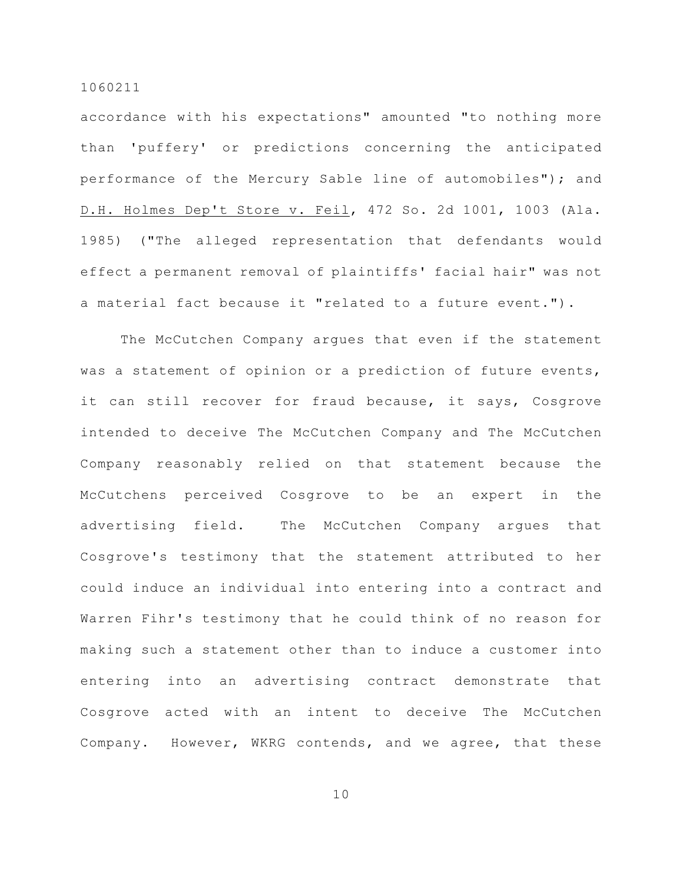accordance with his expectations" amounted "to nothing more than 'puffery' or predictions concerning the anticipated performance of the Mercury Sable line of automobiles"); and D.H. Holmes Dep't Store v. Feil, 472 So. 2d 1001, 1003 (Ala. 1985) ("The alleged representation that defendants would effect a permanent removal of plaintiffs' facial hair" was not a material fact because it "related to a future event.").

The McCutchen Company argues that even if the statement was a statement of opinion or a prediction of future events, it can still recover for fraud because, it says, Cosgrove intended to deceive The McCutchen Company and The McCutchen Company reasonably relied on that statement because the McCutchens perceived Cosgrove to be an expert in the advertising field. The McCutchen Company argues that Cosgrove's testimony that the statement attributed to her could induce an individual into entering into a contract and Warren Fihr's testimony that he could think of no reason for making such a statement other than to induce a customer into entering into an advertising contract demonstrate that Cosgrove acted with an intent to deceive The McCutchen Company. However, WKRG contends, and we agree, that these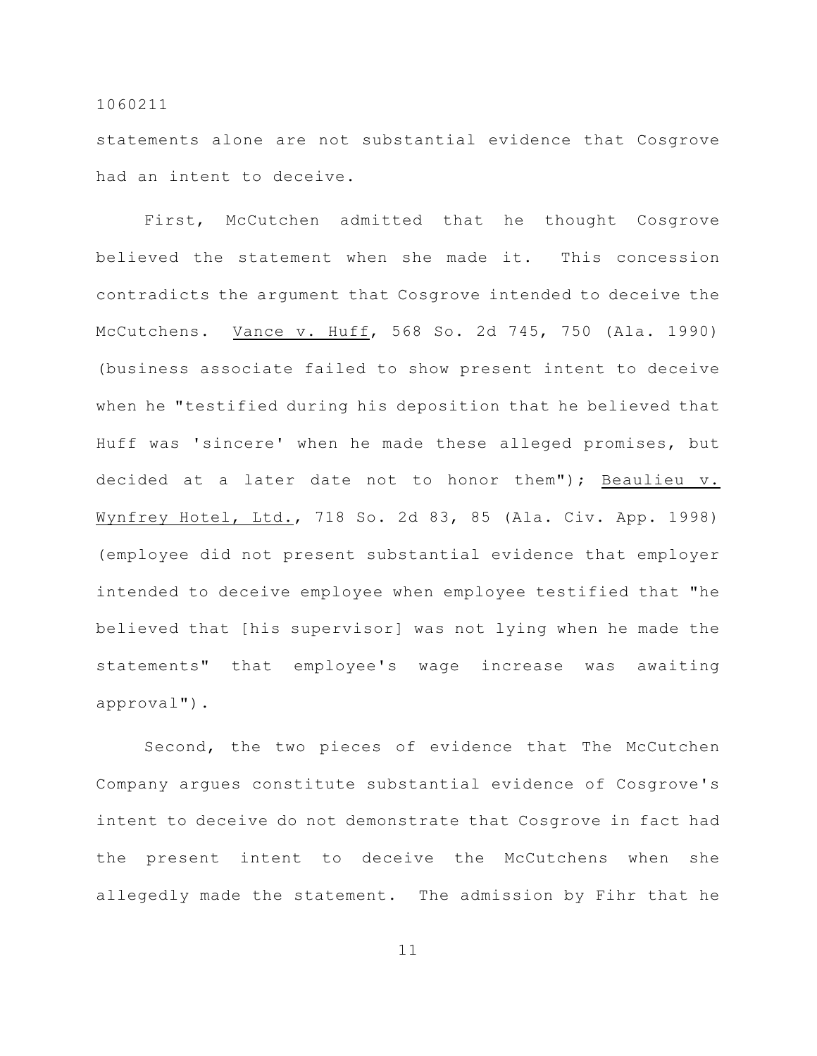statements alone are not substantial evidence that Cosgrove had an intent to deceive.

First, McCutchen admitted that he thought Cosgrove believed the statement when she made it. This concession contradicts the argument that Cosgrove intended to deceive the McCutchens. Vance v. Huff, 568 So. 2d 745, 750 (Ala. 1990) (business associate failed to show present intent to deceive when he "testified during his deposition that he believed that Huff was 'sincere' when he made these alleged promises, but decided at a later date not to honor them"); Beaulieu v. Wynfrey Hotel, Ltd., 718 So. 2d 83, 85 (Ala. Civ. App. 1998) (employee did not present substantial evidence that employer intended to deceive employee when employee testified that "he believed that [his supervisor] was not lying when he made the statements" that employee's wage increase was awaiting approval").

Second, the two pieces of evidence that The McCutchen Company argues constitute substantial evidence of Cosgrove's intent to deceive do not demonstrate that Cosgrove in fact had the present intent to deceive the McCutchens when she allegedly made the statement. The admission by Fihr that he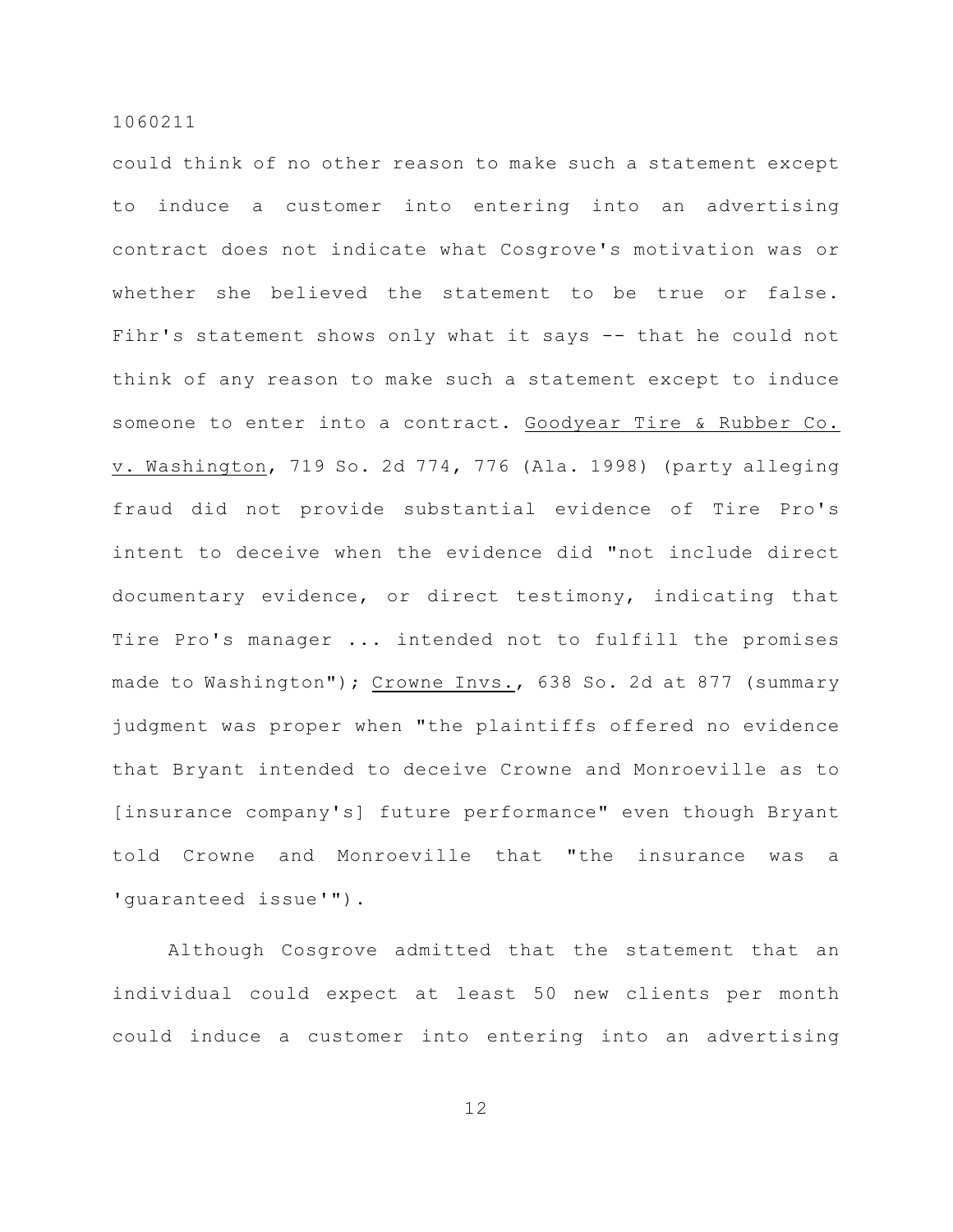could think of no other reason to make such a statement except to induce a customer into entering into an advertising contract does not indicate what Cosgrove's motivation was or whether she believed the statement to be true or false. Fihr's statement shows only what it says -- that he could not think of any reason to make such a statement except to induce someone to enter into a contract. Goodyear Tire & Rubber Co. v. Washington, 719 So. 2d 774, 776 (Ala. 1998) (party alleging fraud did not provide substantial evidence of Tire Pro's intent to deceive when the evidence did "not include direct documentary evidence, or direct testimony, indicating that Tire Pro's manager ... intended not to fulfill the promises made to Washington"); Crowne Invs., 638 So. 2d at 877 (summary judgment was proper when "the plaintiffs offered no evidence that Bryant intended to deceive Crowne and Monroeville as to [insurance company's] future performance" even though Bryant told Crowne and Monroeville that "the insurance was a 'guaranteed issue'").

Although Cosgrove admitted that the statement that an individual could expect at least 50 new clients per month could induce a customer into entering into an advertising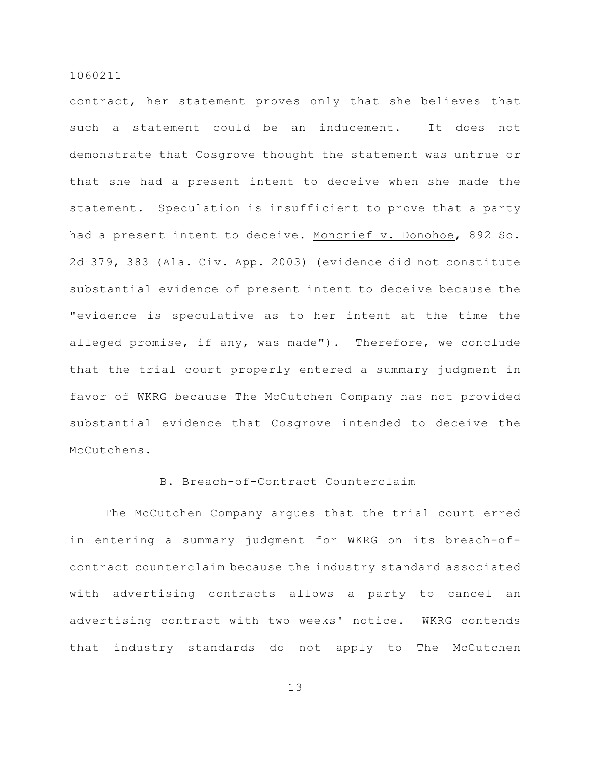contract, her statement proves only that she believes that such a statement could be an inducement. It does not demonstrate that Cosgrove thought the statement was untrue or that she had a present intent to deceive when she made the statement. Speculation is insufficient to prove that a party had a present intent to deceive. Moncrief v. Donohoe, 892 So. 2d 379, 383 (Ala. Civ. App. 2003) (evidence did not constitute substantial evidence of present intent to deceive because the "evidence is speculative as to her intent at the time the alleged promise, if any, was made"). Therefore, we conclude that the trial court properly entered a summary judgment in favor of WKRG because The McCutchen Company has not provided substantial evidence that Cosgrove intended to deceive the McCutchens.

### B. Breach-of-Contract Counterclaim

The McCutchen Company argues that the trial court erred in entering a summary judgment for WKRG on its breach-of-contract counterclaim because the industry standard associated with advertising contracts allows a party to cancel an advertising contract with two weeks' notice. WKRG contends that industry standards do not apply to The McCutchen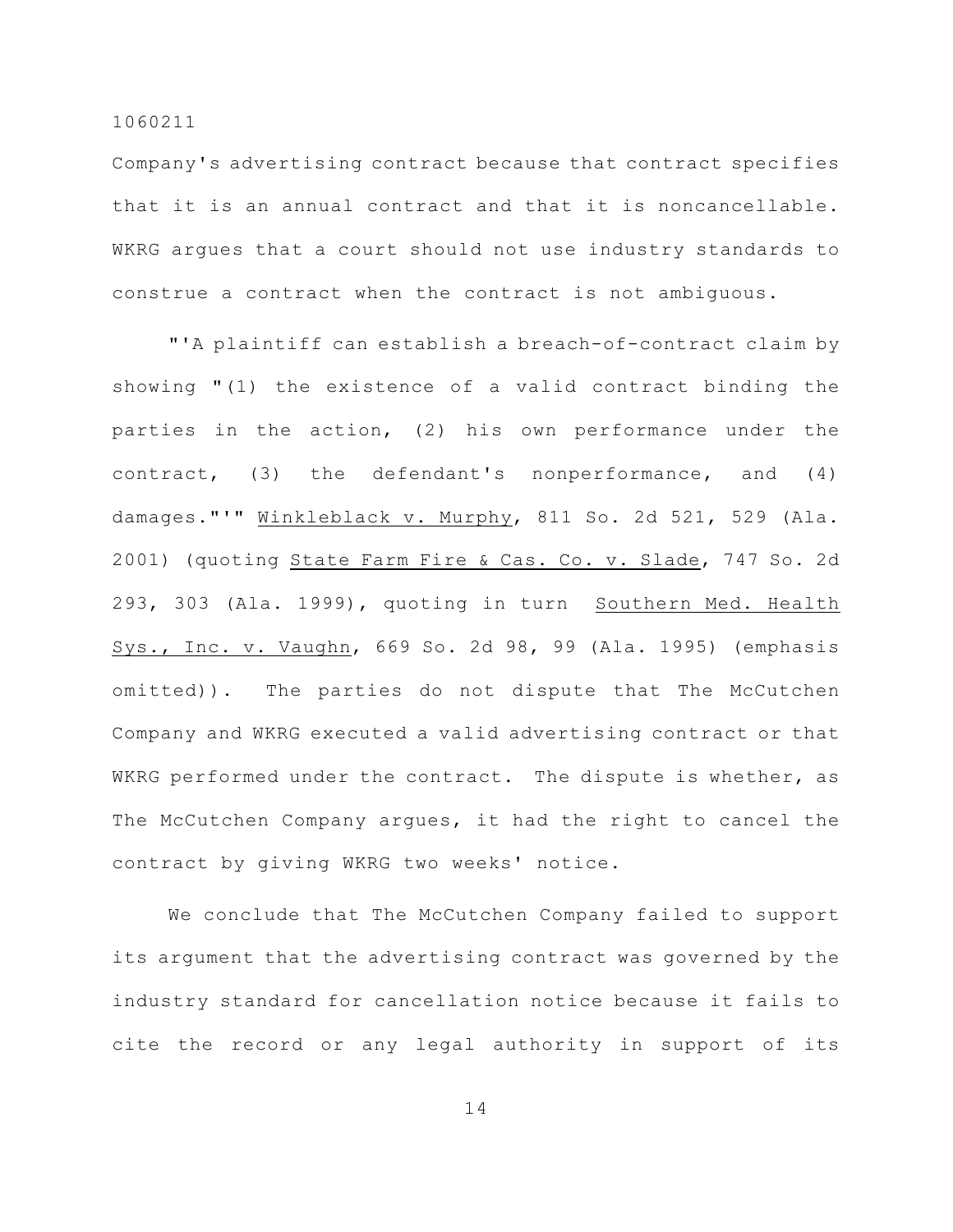Company's advertising contract because that contract specifies that it is an annual contract and that it is noncancellable. WKRG argues that a court should not use industry standards to construe a contract when the contract is not ambiguous.

"'A plaintiff can establish a breach-of-contract claim by showing "(1) the existence of a valid contract binding the parties in the action, (2) his own performance under the contract, (3) the defendant's nonperformance, and (4) damages."'" Winkleblack v. Murphy, 811 So. 2d 521, 529 (Ala. 2001) (quoting State Farm Fire & Cas. Co. v. Slade, 747 So. 2d 293, 303 (Ala. 1999), quoting in turn Southern Med. Health Sys., Inc. v. Vaughn, 669 So. 2d 98, 99 (Ala. 1995) (emphasis omitted)). The parties do not dispute that The McCutchen Company and WKRG executed a valid advertising contract or that WKRG performed under the contract. The dispute is whether, as The McCutchen Company argues, it had the right to cancel the contract by giving WKRG two weeks' notice.

We conclude that The McCutchen Company failed to support its argument that the advertising contract was governed by the industry standard for cancellation notice because it fails to cite the record or any legal authority in support of its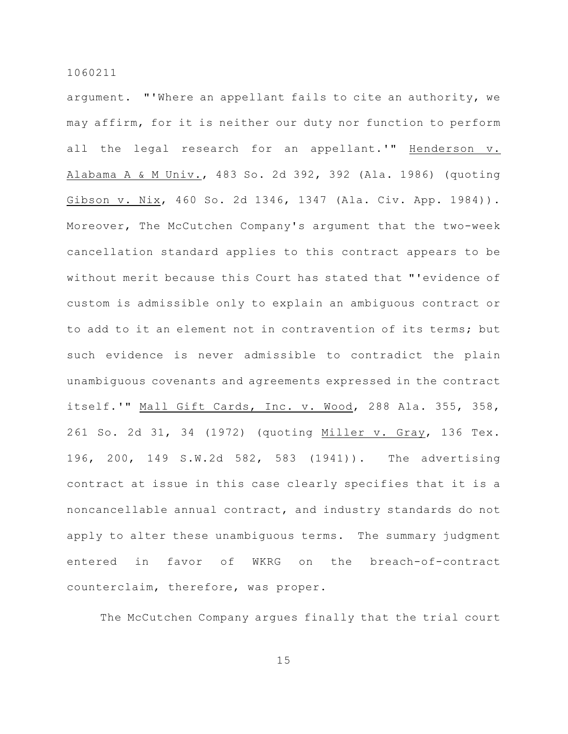argument. "'Where an appellant fails to cite an authority, we may affirm, for it is neither our duty nor function to perform all the legal research for an appellant.'" Henderson v. Alabama A & M Univ., 483 So. 2d 392, 392 (Ala. 1986) (quoting Gibson v. Nix, 460 So. 2d 1346, 1347 (Ala. Civ. App. 1984)). Moreover, The McCutchen Company's argument that the two-week cancellation standard applies to this contract appears to be without merit because this Court has stated that "'evidence of custom is admissible only to explain an ambiguous contract or to add to it an element not in contravention of its terms; but such evidence is never admissible to contradict the plain unambiguous covenants and agreements expressed in the contract itself.'" Mall Gift Cards, Inc. v. Wood, 288 Ala. 355, 358, 261 So. 2d 31, 34 (1972) (quoting Miller v. Gray, 136 Tex. 196, 200, 149 S.W.2d 582, 583 (1941)). The advertising contract at issue in this case clearly specifies that it is a noncancellable annual contract, and industry standards do not apply to alter these unambiguous terms. The summary judgment entered in favor of WKRG on the breach-of-contract counterclaim, therefore, was proper.

The McCutchen Company argues finally that the trial court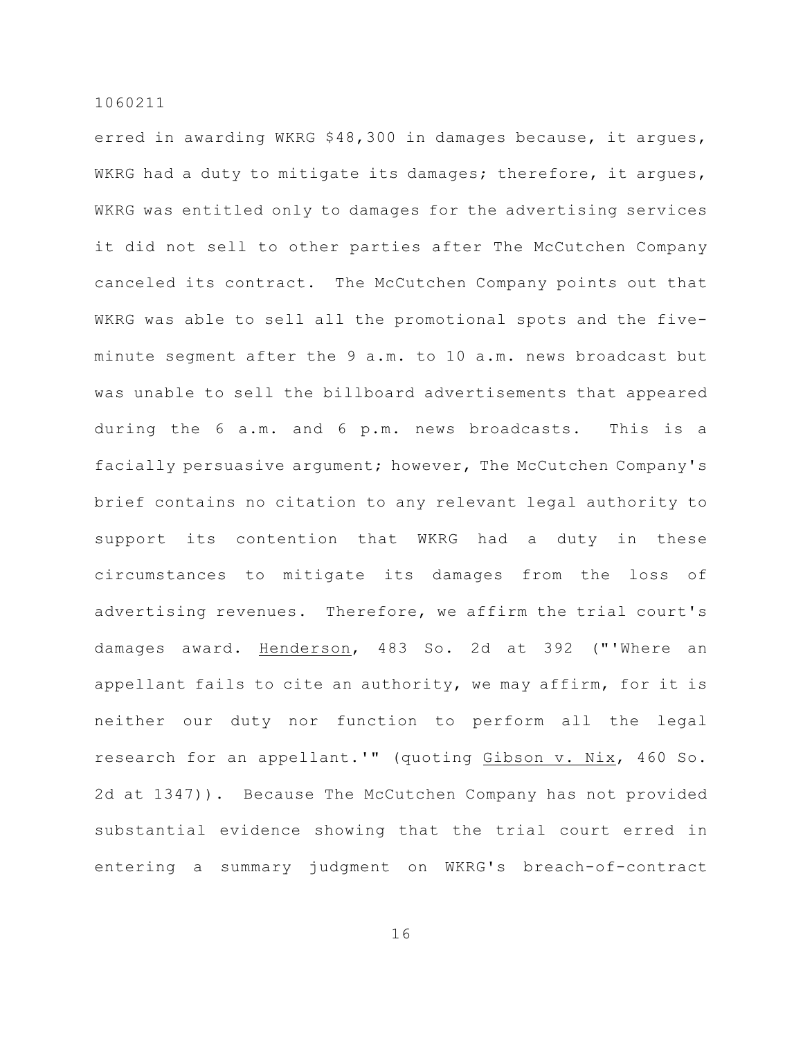erred in awarding WKRG $48,300 in damages because, it argues, WKRG had a duty to mitigate its damages; therefore, it argues, WKRG was entitled only to damages for the advertising services it did not sell to other parties after The McCutchen Company canceled its contract. The McCutchen Company points out that WKRG was able to sell all the promotional spots and the five-minute segment after the 9 a.m. to 10 a.m. news broadcast but was unable to sell the billboard advertisements that appeared during the 6 a.m. and 6 p.m. news broadcasts. This is a facially persuasive argument; however, The McCutchen Company's brief contains no citation to any relevant legal authority to support its contention that WKRG had a duty in these circumstances to mitigate its damages from the loss of advertising revenues. Therefore, we affirm the trial court's damages award. Henderson, 483 So. 2d at 392 ("'Where an appellant fails to cite an authority, we may affirm, for it is neither our duty nor function to perform all the legal research for an appellant.'" (quoting Gibson v. Nix, 460 So. 2d at 1347)). Because The McCutchen Company has not provided substantial evidence showing that the trial court erred in entering a summary judgment on WKRG's breach-of-contract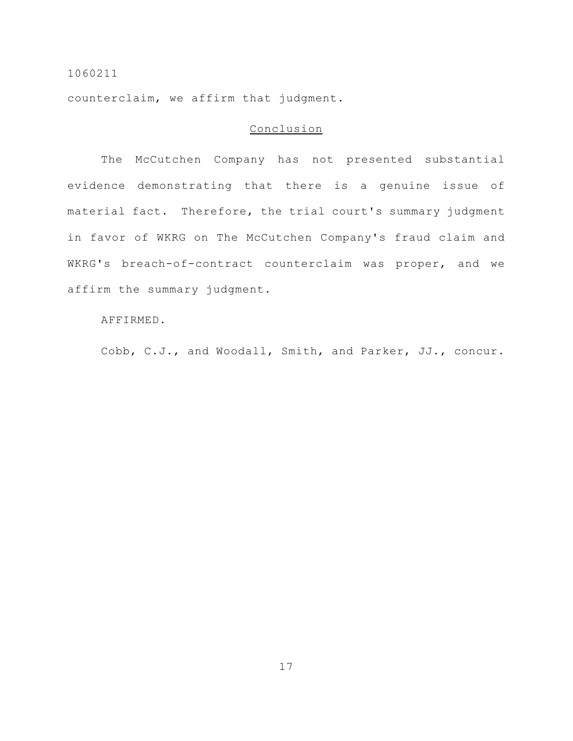counterclaim, we affirm that judgment.

## Conclusion

The McCutchen Company has not presented substantial evidence demonstrating that there is a genuine issue of material fact. Therefore, the trial court's summary judgment in favor of WKRG on The McCutchen Company's fraud claim and WKRG's breach-of-contract counterclaim was proper, and we affirm the summary judgment.

AFFIRMED.

Cobb, C.J., and Woodall, Smith, and Parker, JJ., concur.